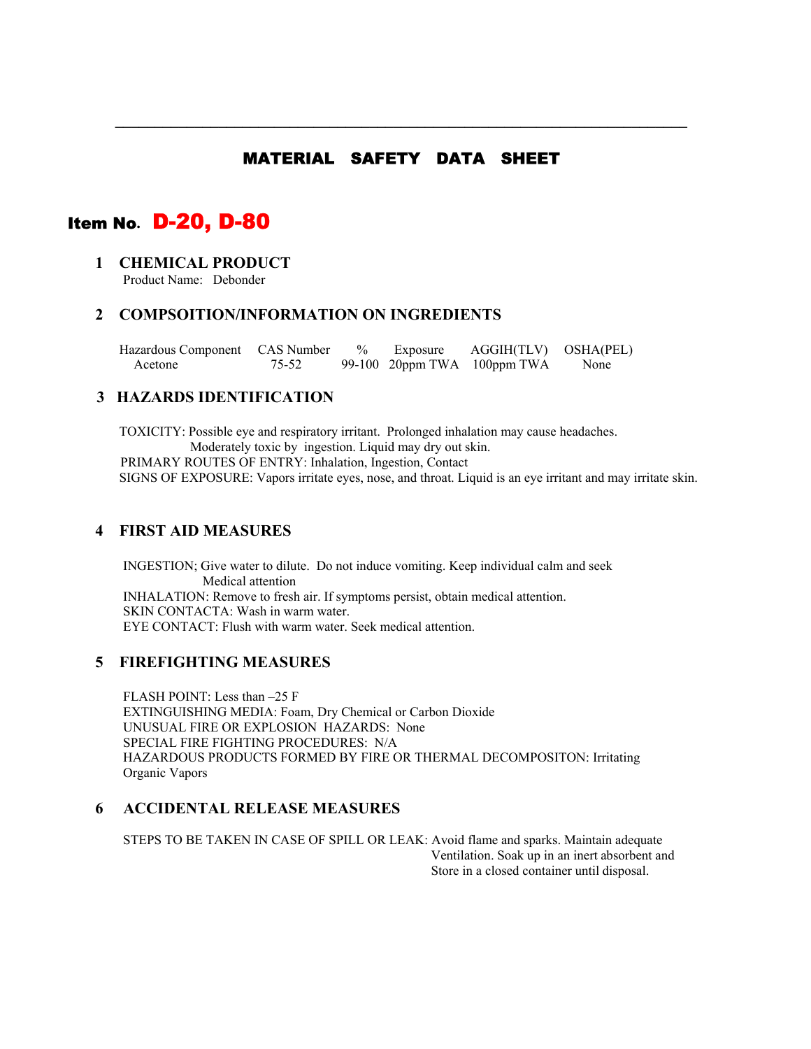---

# MATERIAL SAFETY DATA SHEET

## Item No. D-20, D-80

### 1 CHEMICAL PRODUCT

Product Name: Debonder

### 2 COMPSOITION/INFORMATION ON INGREDIENTS

| Hazardous Component | CAS Number | % | Exposure | AGGIH(TLV) | OSHA(PEL) |
|---|---|---|---|---|---|
| Acetone | 75-52 | 99-100 | 20ppm TWA | 100ppm TWA | None |

### 3 HAZARDS IDENTIFICATION

TOXICITY: Possible eye and respiratory irritant. Prolonged inhalation may cause headaches. Moderately toxic by ingestion. Liquid may dry out skin.
PRIMARY ROUTES OF ENTRY: Inhalation, Ingestion, Contact
SIGNS OF EXPOSURE: Vapors irritate eyes, nose, and throat. Liquid is an eye irritant and may irritate skin.

### 4 FIRST AID MEASURES

INGESTION; Give water to dilute. Do not induce vomiting. Keep individual calm and seek Medical attention
INHALATION: Remove to fresh air. If symptoms persist, obtain medical attention.
SKIN CONTACTA: Wash in warm water.
EYE CONTACT: Flush with warm water. Seek medical attention.

### 5 FIREFIGHTING MEASURES

FLASH POINT: Less than –25 F
EXTINGUISHING MEDIA: Foam, Dry Chemical or Carbon Dioxide
UNUSUAL FIRE OR EXPLOSION HAZARDS: None
SPECIAL FIRE FIGHTING PROCEDURES: N/A
HAZARDOUS PRODUCTS FORMED BY FIRE OR THERMAL DECOMPOSITON: Irritating Organic Vapors

### 6 ACCIDENTAL RELEASE MEASURES

STEPS TO BE TAKEN IN CASE OF SPILL OR LEAK: Avoid flame and sparks. Maintain adequate Ventilation. Soak up in an inert absorbent and Store in a closed container until disposal.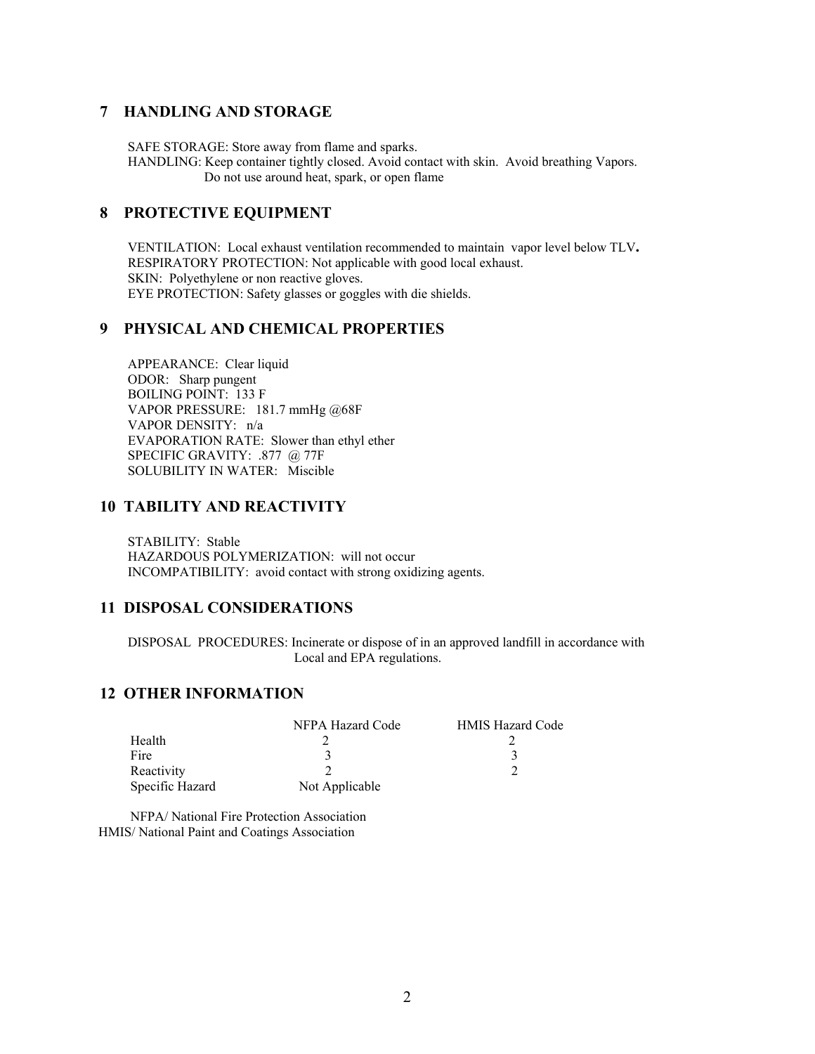## 7 HANDLING AND STORAGE

SAFE STORAGE: Store away from flame and sparks.
HANDLING: Keep container tightly closed. Avoid contact with skin. Avoid breathing Vapors. Do not use around heat, spark, or open flame

## 8 PROTECTIVE EQUIPMENT

VENTILATION: Local exhaust ventilation recommended to maintain vapor level below TLV**.**
RESPIRATORY PROTECTION: Not applicable with good local exhaust.
SKIN: Polyethylene or non reactive gloves.
EYE PROTECTION: Safety glasses or goggles with die shields.

## 9 PHYSICAL AND CHEMICAL PROPERTIES

APPEARANCE: Clear liquid
ODOR: Sharp pungent
BOILING POINT: 133 F
VAPOR PRESSURE: 181.7 mmHg @68F
VAPOR DENSITY: n/a
EVAPORATION RATE: Slower than ethyl ether
SPECIFIC GRAVITY: .877 @ 77F
SOLUBILITY IN WATER: Miscible

## 10 TABILITY AND REACTIVITY

STABILITY: Stable
HAZARDOUS POLYMERIZATION: will not occur
INCOMPATIBILITY: avoid contact with strong oxidizing agents.

## 11 DISPOSAL CONSIDERATIONS

DISPOSAL PROCEDURES: Incinerate or dispose of in an approved landfill in accordance with Local and EPA regulations.

## 12 OTHER INFORMATION

| | NFPA Hazard Code | HMIS Hazard Code |
|---|---|---|
| Health | 2 | 2 |
| Fire | 3 | 3 |
| Reactivity | 2 | 2 |
| Specific Hazard | Not Applicable | |

NFPA/ National Fire Protection Association
HMIS/ National Paint and Coatings Association